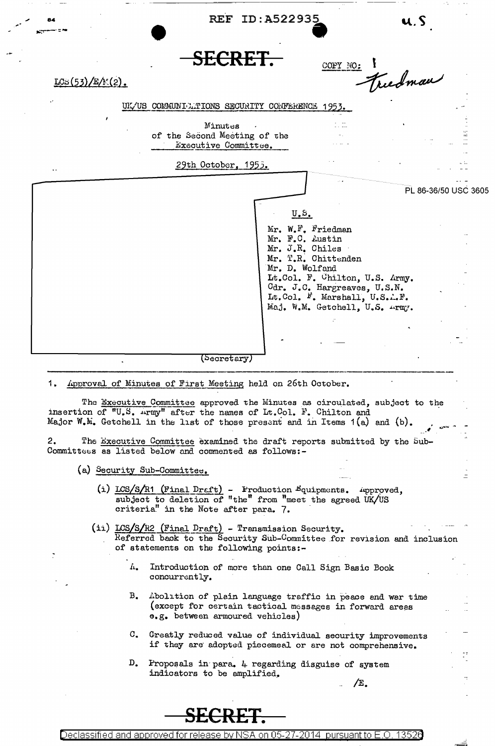REF ID:A522935

u.S.

# SECRET.

COPY NO: 1 Friedman

LCS(53)/E/M(2).

UK/US COMMUNICATIONS SECURITY CONFERENCE 1953.

Minutes
of the Second Meeting of the
Executive Committee.

29th October, 1953.

PL 86-36/50 USC 3605

U.S.

Mr. W.F. Friedman
Mr. F.C. Austin
Mr. J.R. Chiles
Mr. T.R. Chittenden
Mr. D. Wolfand
Lt.Col. F. Chilton, U.S. Army.
Cdr. J.C. Hargreaves, U.S.N.
Lt.Col. F. Marshall, U.S.A.F.
Maj. W.M. Getchell, U.S. Army.

(Secretary)

1. Approval of Minutes of First Meeting held on 26th October.

The Executive Committee approved the Minutes as circulated, subject to the insertion of "U.S. Army" after the names of Lt.Col. F. Chilton and Major W.M. Getchell in the list of those present and in Items 1(a) and (b).

2. The Executive Committee examined the draft reports submitted by the Sub-Committees as listed below and commented as follows:-

(a) Security Sub-Committee.

(i) LCS/S/R1 (Final Draft) - Production Equipments. Approved, subject to deletion of "the" from "meet the agreed UK/US criteria" in the Note after para. 7.

(ii) LCS/S/R2 (Final Draft) - Transmission Security. Referred back to the Security Sub-Committee for revision and inclusion of statements on the following points:-

A. Introduction of more than one Call Sign Basic Book concurrently.

B. Abolition of plain language traffic in peace and war time (except for certain tactical messages in forward areas e.g. between armoured vehicles)

C. Greatly reduced value of individual security improvements if they are adopted piecemeal or are not comprehensive.

D. Proposals in para. 4 regarding disguise of system indicators to be amplified.

/E.

SECRET.

Declassified and approved for release by NSA on 05-27-2014 pursuant to E.O. 13526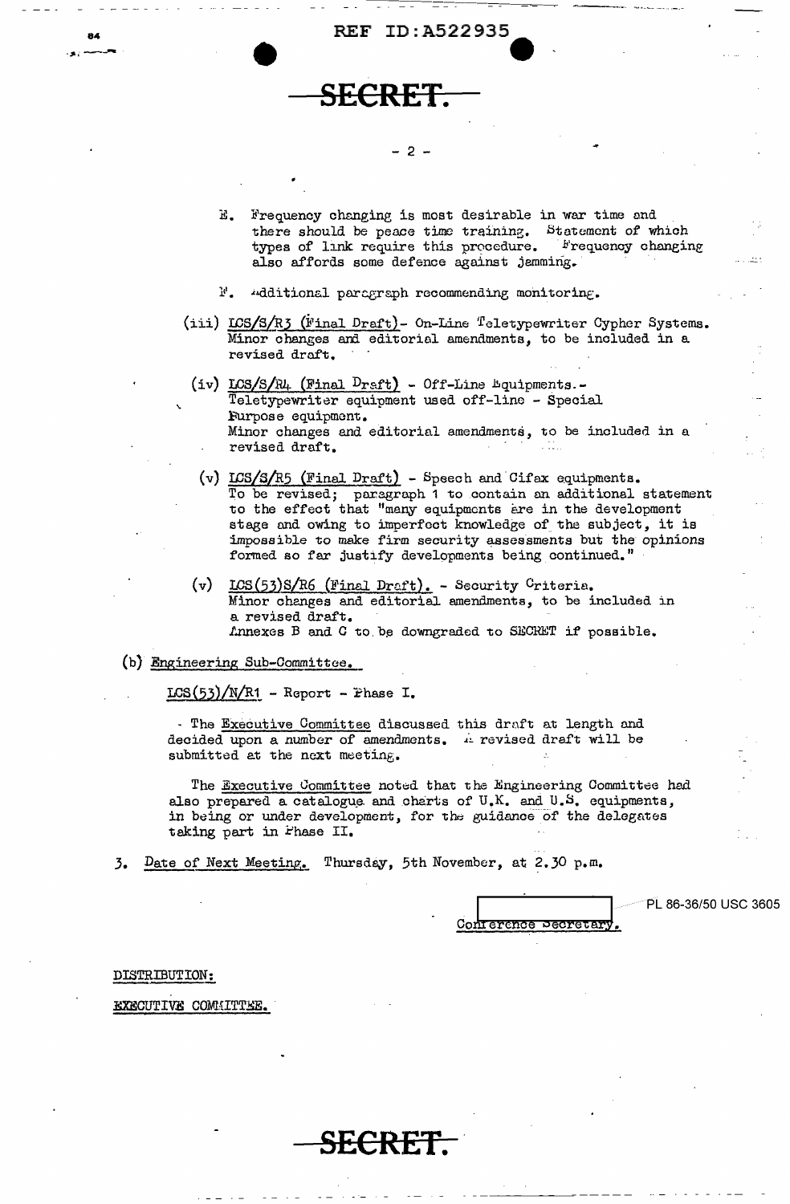**SECRET.**

E. Frequency changing is most desirable in war time and there should be peace time training. Statement of which types of link require this procedure. Frequency changing also affords some defence against jamming.

F. Additional paragraph recommending monitoring.

(iii) LCS/S/R3 (Final Draft) - On-Line Teletypewriter Cypher Systems. Minor changes and editorial amendments, to be included in a revised draft.

(iv) LCS/S/R4 (Final Draft) - Off-Line Equipments.- Teletypewriter equipment used off-line - Special Purpose equipment. Minor changes and editorial amendments, to be included in a revised draft.

(v) LCS/S/R5 (Final Draft) - Speech and Cifax equipments. To be revised; paragraph 1 to contain an additional statement to the effect that "many equipments are in the development stage and owing to imperfect knowledge of the subject, it is impossible to make firm security assessments but the opinions formed so far justify developments being continued."

(v) LCS(53)S/R6 (Final Draft). - Security Criteria. Minor changes and editorial amendments, to be included in a revised draft. Annexes B and C to be downgraded to SECRET if possible.

(b) Engineering Sub-Committee.

LCS(53)/N/R1 - Report - Phase I.

- The Executive Committee discussed this draft at length and decided upon a number of amendments. A revised draft will be submitted at the next meeting.

The Executive Committee noted that the Engineering Committee had also prepared a catalogue and charts of U.K. and U.S. equipments, in being or under development, for the guidance of the delegates taking part in Phase II.

3. Date of Next Meeting. Thursday, 5th November, at 2.30 p.m.

[redacted] PL 86-36/50 USC 3605

Conference Secretary.

DISTRIBUTION:

EXECUTIVE COMMITTEE.

**SECRET.**